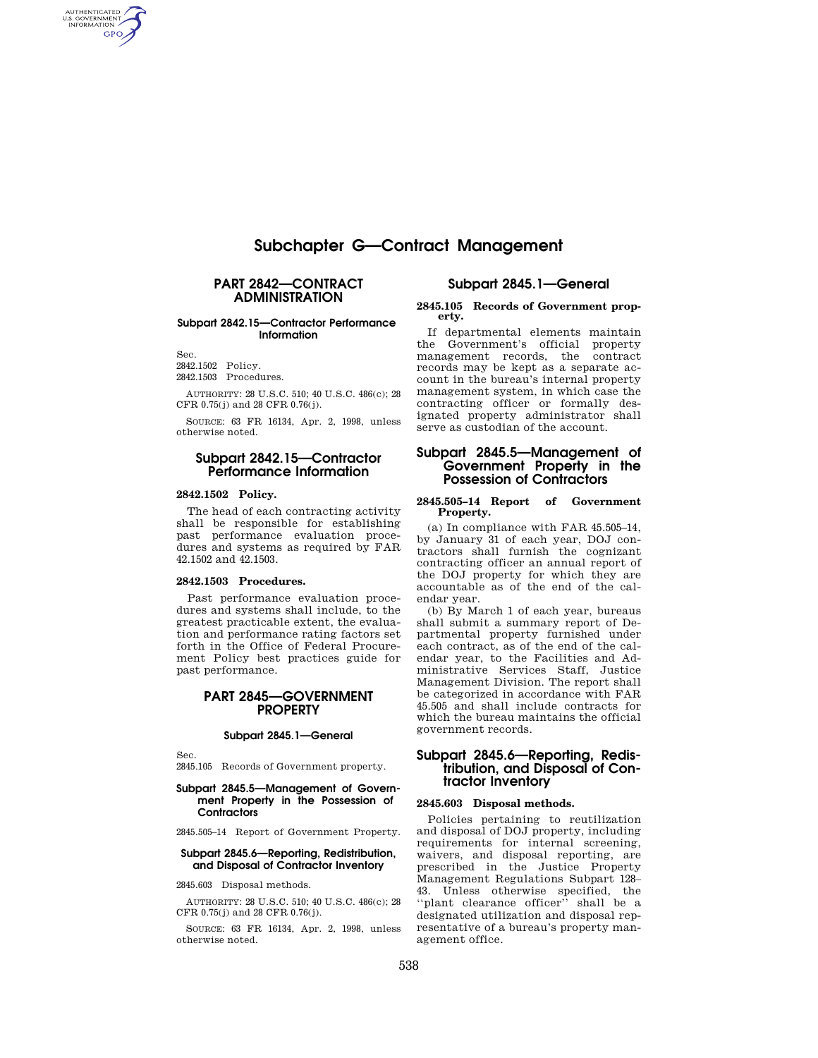# Subchapter G—Contract Management

## PART 2842—CONTRACT ADMINISTRATION

### Subpart 2842.15—Contractor Performance Information

Sec.
2842.1502 Policy.
2842.1503 Procedures.

AUTHORITY: 28 U.S.C. 510; 40 U.S.C. 486(c); 28 CFR 0.75(j) and 28 CFR 0.76(j).

SOURCE: 63 FR 16134, Apr. 2, 1998, unless otherwise noted.

### Subpart 2842.15—Contractor Performance Information

#### 2842.1502 Policy.

The head of each contracting activity shall be responsible for establishing past performance evaluation procedures and systems as required by FAR 42.1502 and 42.1503.

#### 2842.1503 Procedures.

Past performance evaluation procedures and systems shall include, to the greatest practicable extent, the evaluation and performance rating factors set forth in the Office of Federal Procurement Policy best practices guide for past performance.

## PART 2845—GOVERNMENT PROPERTY

### Subpart 2845.1—General

Sec.
2845.105 Records of Government property.

### Subpart 2845.5—Management of Government Property in the Possession of Contractors

2845.505–14 Report of Government Property.

### Subpart 2845.6—Reporting, Redistribution, and Disposal of Contractor Inventory

2845.603 Disposal methods.

AUTHORITY: 28 U.S.C. 510; 40 U.S.C. 486(c); 28 CFR 0.75(j) and 28 CFR 0.76(j).

SOURCE: 63 FR 16134, Apr. 2, 1998, unless otherwise noted.

### Subpart 2845.1—General

#### 2845.105 Records of Government property.

If departmental elements maintain the Government's official property management records, the contract records may be kept as a separate account in the bureau's internal property management system, in which case the contracting officer or formally designated property administrator shall serve as custodian of the account.

### Subpart 2845.5—Management of Government Property in the Possession of Contractors

#### 2845.505–14 Report of Government Property.

(a) In compliance with FAR 45.505–14, by January 31 of each year, DOJ contractors shall furnish the cognizant contracting officer an annual report of the DOJ property for which they are accountable as of the end of the calendar year.

(b) By March 1 of each year, bureaus shall submit a summary report of Departmental property furnished under each contract, as of the end of the calendar year, to the Facilities and Administrative Services Staff, Justice Management Division. The report shall be categorized in accordance with FAR 45.505 and shall include contracts for which the bureau maintains the official government records.

### Subpart 2845.6—Reporting, Redistribution, and Disposal of Contractor Inventory

#### 2845.603 Disposal methods.

Policies pertaining to reutilization and disposal of DOJ property, including requirements for internal screening, waivers, and disposal reporting, are prescribed in the Justice Property Management Regulations Subpart 128–43. Unless otherwise specified, the "plant clearance officer" shall be a designated utilization and disposal representative of a bureau's property management office.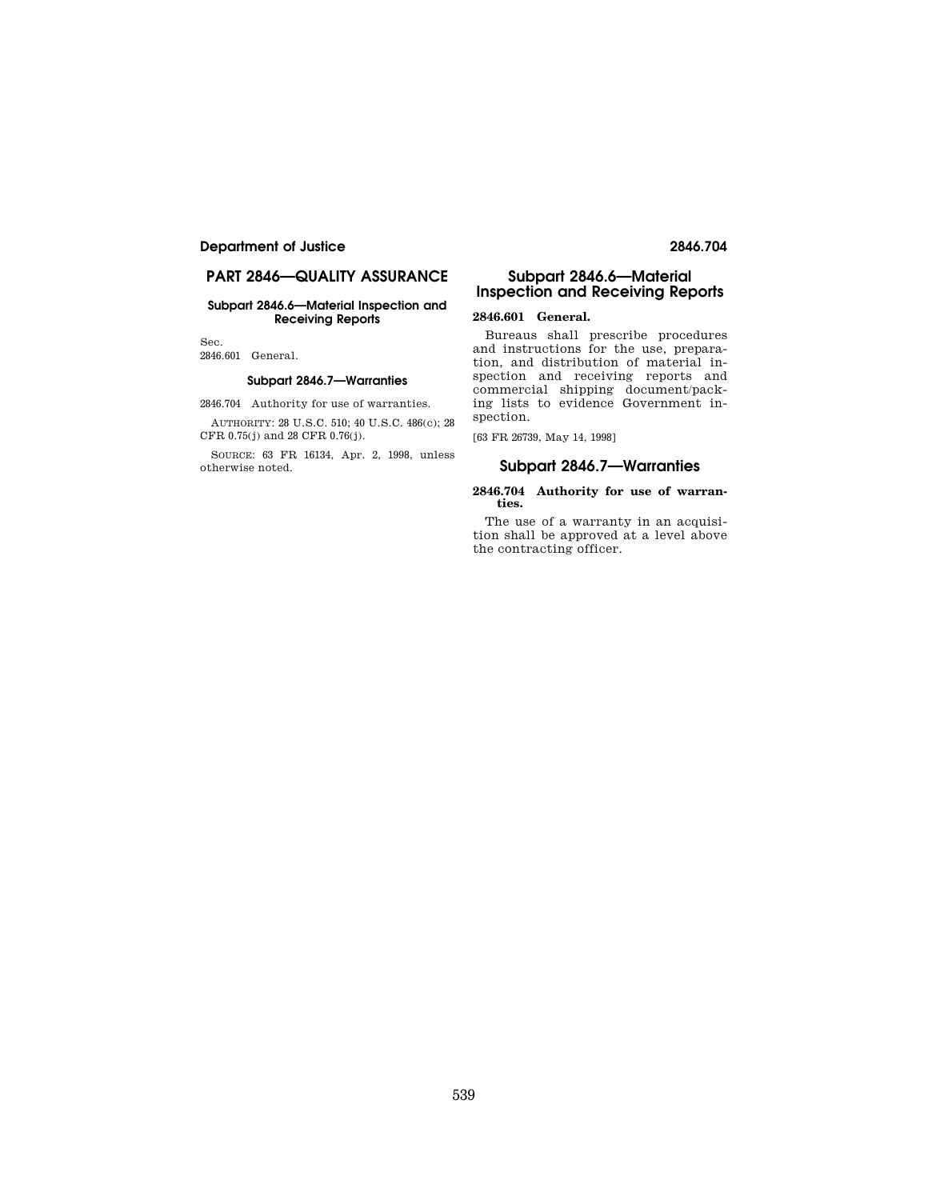# PART 2846—QUALITY ASSURANCE

### Subpart 2846.6—Material Inspection and Receiving Reports

Sec.
2846.601 General.

### Subpart 2846.7—Warranties

2846.704 Authority for use of warranties.

AUTHORITY: 28 U.S.C. 510; 40 U.S.C. 486(c); 28 CFR 0.75(j) and 28 CFR 0.76(j).

SOURCE: 63 FR 16134, Apr. 2, 1998, unless otherwise noted.

## Subpart 2846.6—Material Inspection and Receiving Reports

**2846.601 General.**

Bureaus shall prescribe procedures and instructions for the use, preparation, and distribution of material inspection and receiving reports and commercial shipping document/packing lists to evidence Government inspection.

[63 FR 26739, May 14, 1998]

## Subpart 2846.7—Warranties

**2846.704 Authority for use of warranties.**

The use of a warranty in an acquisition shall be approved at a level above the contracting officer.